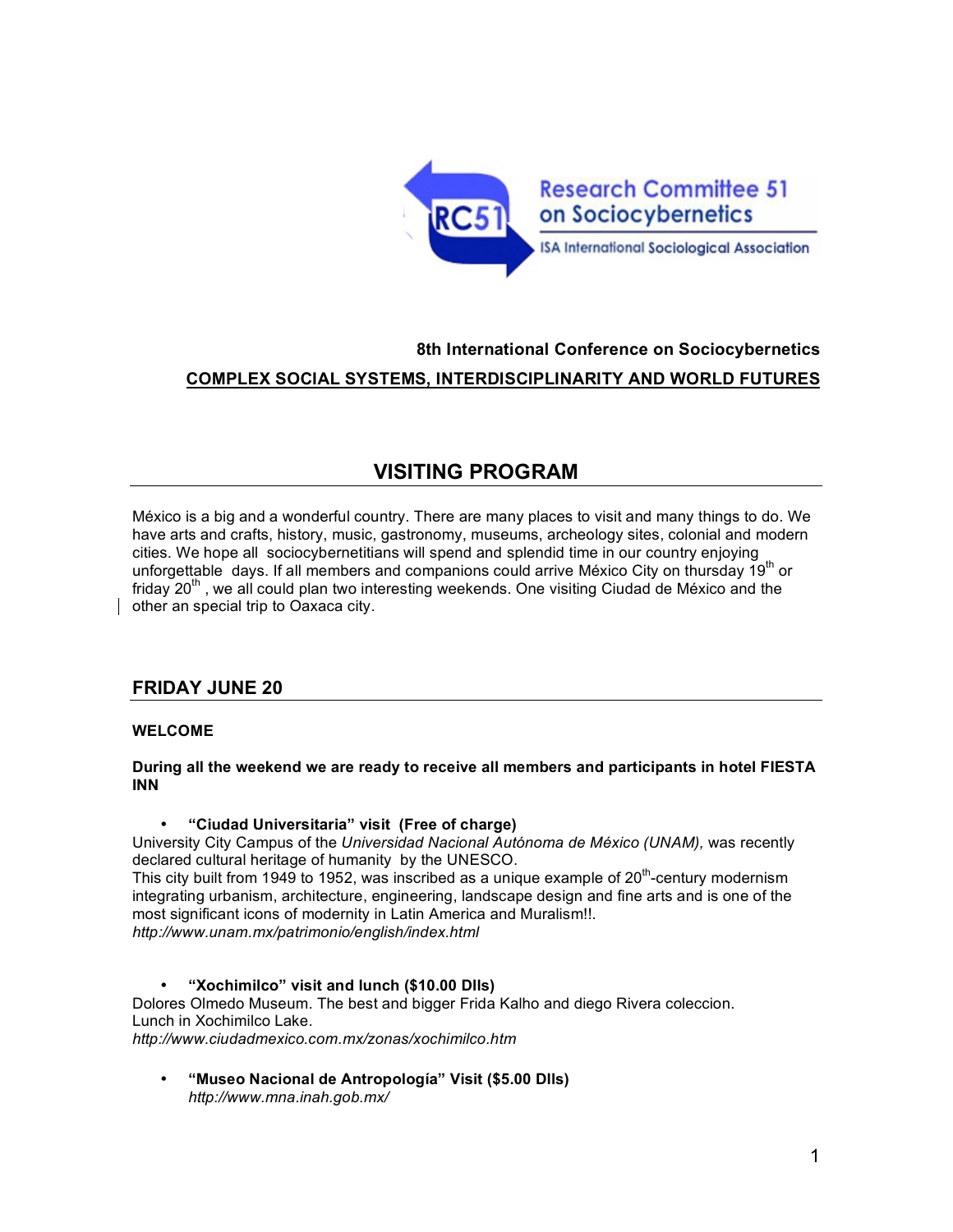Research Committee 51 on Sociocybernetics

ISA International Sociological Association

**8th International Conference on Sociocybernetics**

**COMPLEX SOCIAL SYSTEMS, INTERDISCIPLINARITY AND WORLD FUTURES**

# VISITING PROGRAM

México is a big and a wonderful country. There are many places to visit and many things to do. We have arts and crafts, history, music, gastronomy, museums, archeology sites, colonial and modern cities. We hope all sociocybernetitians will spend and splendid time in our country enjoying unforgettable days. If all members and companions could arrive México City on thursday 19th or friday 20th , we all could plan two interesting weekends. One visiting Ciudad de México and the other an special trip to Oaxaca city.

## FRIDAY JUNE 20

**WELCOME**

**During all the weekend we are ready to receive all members and participants in hotel FIESTA INN**

- **"Ciudad Universitaria" visit (Free of charge)**

University City Campus of the *Universidad Nacional Autónoma de México (UNAM),* was recently declared cultural heritage of humanity by the UNESCO.
This city built from 1949 to 1952, was inscribed as a unique example of 20th-century modernism integrating urbanism, architecture, engineering, landscape design and fine arts and is one of the most significant icons of modernity in Latin America and Muralism!!.
*http://www.unam.mx/patrimonio/english/index.html*

- **"Xochimilco" visit and lunch ($10.00 Dlls)**

Dolores Olmedo Museum. The best and bigger Frida Kalho and diego Rivera coleccion.
Lunch in Xochimilco Lake.
*http://www.ciudadmexico.com.mx/zonas/xochimilco.htm*

- **"Museo Nacional de Antropología" Visit ($5.00 Dlls)**
  *http://www.mna.inah.gob.mx/*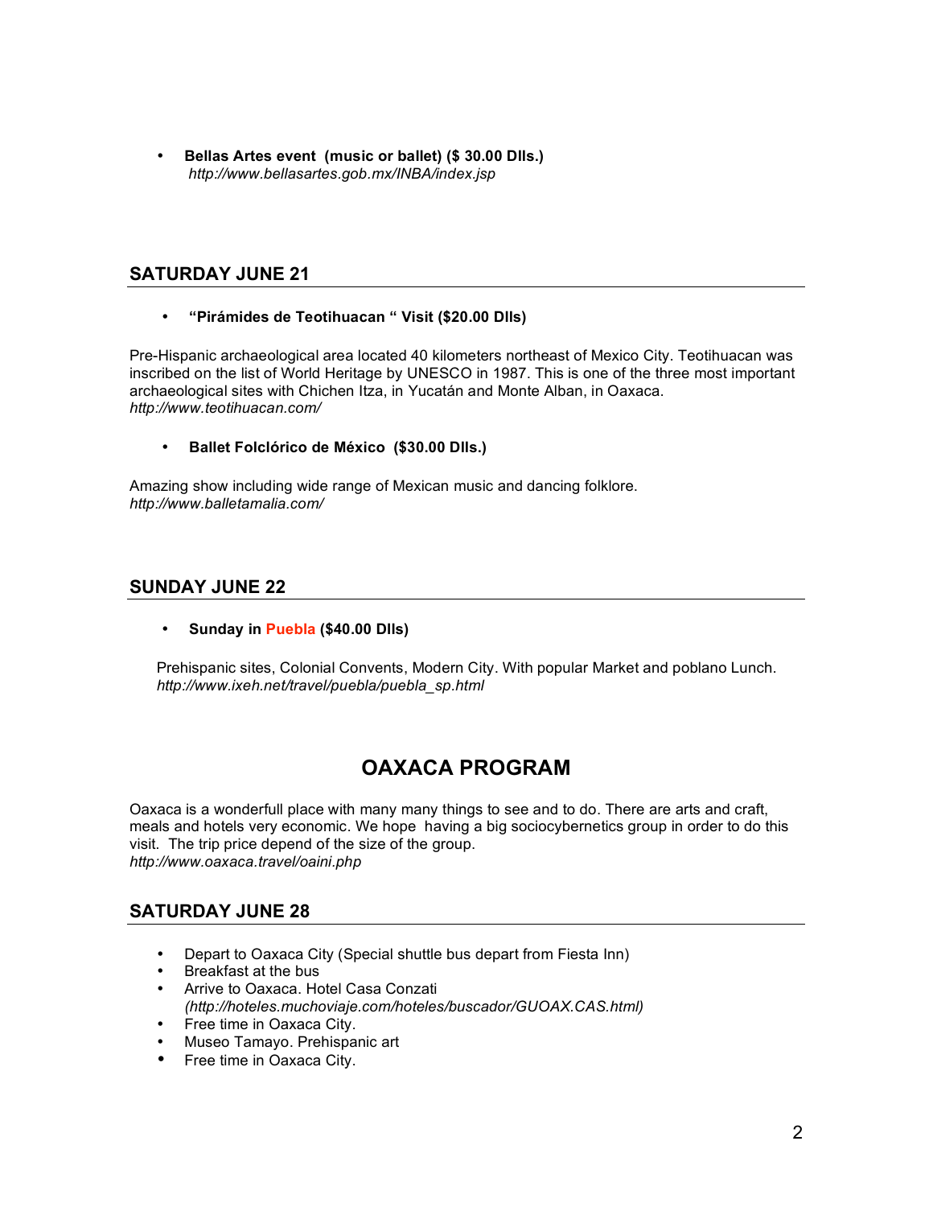- **Bellas Artes event (music or ballet) ($ 30.00 Dlls.)**
  *http://www.bellasartes.gob.mx/INBA/index.jsp*

## SATURDAY JUNE 21

- **"Pirámides de Teotihuacan " Visit ($20.00 Dlls)**

Pre-Hispanic archaeological area located 40 kilometers northeast of Mexico City. Teotihuacan was inscribed on the list of World Heritage by UNESCO in 1987. This is one of the three most important archaeological sites with Chichen Itza, in Yucatán and Monte Alban, in Oaxaca.
*http://www.teotihuacan.com/*

- **Ballet Folclórico de México ($30.00 Dlls.)**

Amazing show including wide range of Mexican music and dancing folklore.
*http://www.balletamalia.com/*

## SUNDAY JUNE 22

- **Sunday in Puebla ($40.00 Dlls)**

Prehispanic sites, Colonial Convents, Modern City. With popular Market and poblano Lunch.
*http://www.ixeh.net/travel/puebla/puebla_sp.html*

# OAXACA PROGRAM

Oaxaca is a wonderfull place with many many things to see and to do. There are arts and craft, meals and hotels very economic. We hope having a big sociocybernetics group in order to do this visit. The trip price depend of the size of the group.
*http://www.oaxaca.travel/oaini.php*

## SATURDAY JUNE 28

- Depart to Oaxaca City (Special shuttle bus depart from Fiesta Inn)
- Breakfast at the bus
- Arrive to Oaxaca. Hotel Casa Conzati
  *(http://hoteles.muchoviaje.com/hoteles/buscador/GUOAX.CAS.html)*
- Free time in Oaxaca City.
- Museo Tamayo. Prehispanic art
- Free time in Oaxaca City.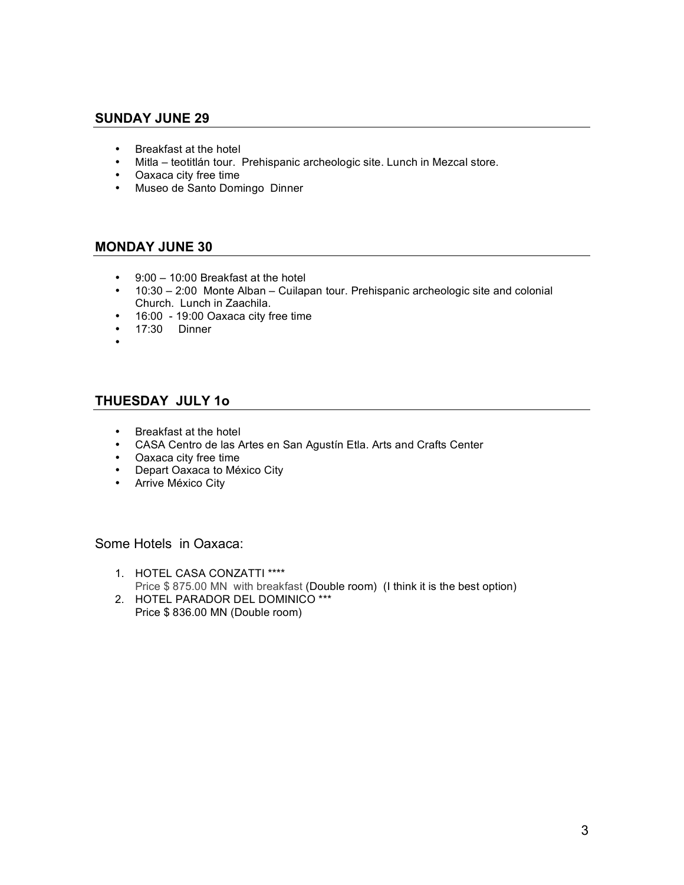## SUNDAY JUNE 29

- Breakfast at the hotel
- Mitla – teotitlán tour. Prehispanic archeologic site. Lunch in Mezcal store.
- Oaxaca city free time
- Museo de Santo Domingo Dinner

## MONDAY JUNE 30

- 9:00 – 10:00 Breakfast at the hotel
- 10:30 – 2:00 Monte Alban – Cuilapan tour. Prehispanic archeologic site and colonial Church. Lunch in Zaachila.
- 16:00 - 19:00 Oaxaca city free time
- 17:30 Dinner
- 

## THUESDAY JULY 1o

- Breakfast at the hotel
- CASA Centro de las Artes en San Agustín Etla. Arts and Crafts Center
- Oaxaca city free time
- Depart Oaxaca to México City
- Arrive México City

Some Hotels in Oaxaca:

1. HOTEL CASA CONZATTI ****
   Price $ 875.00 MN with breakfast (Double room) (I think it is the best option)
2. HOTEL PARADOR DEL DOMINICO ***
   Price $ 836.00 MN (Double room)